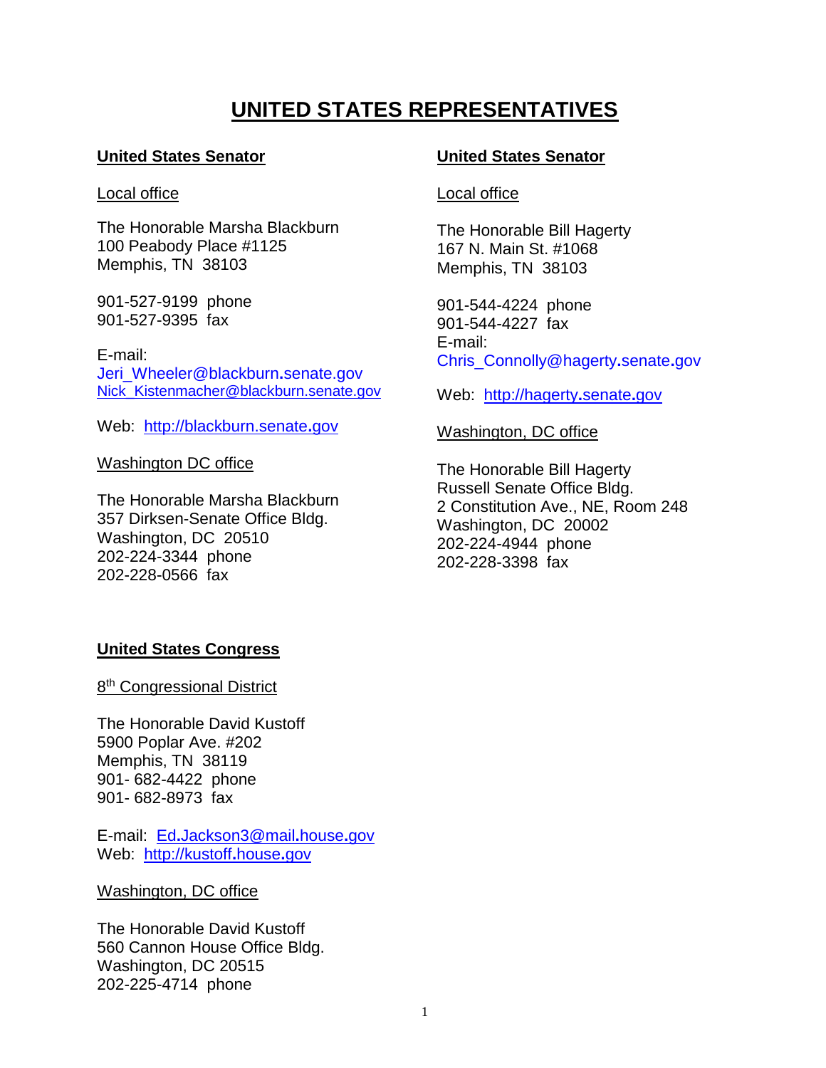# UNITED STATES REPRESENTATIVES

## United States Senator

Local office

The Honorable Marsha Blackburn
100 Peabody Place #1125
Memphis, TN 38103

901-527-9199 phone
901-527-9395 fax

E-mail:
Jeri_Wheeler@blackburn.senate.gov
Nick_Kistenmacher@blackburn.senate.gov

Web: http://blackburn.senate.gov

Washington DC office

The Honorable Marsha Blackburn
357 Dirksen-Senate Office Bldg.
Washington, DC 20510
202-224-3344 phone
202-228-0566 fax

## United States Senator

Local office

The Honorable Bill Hagerty
167 N. Main St. #1068
Memphis, TN 38103

901-544-4224 phone
901-544-4227 fax
E-mail:
Chris_Connolly@hagerty.senate.gov

Web: http://hagerty.senate.gov

Washington, DC office

The Honorable Bill Hagerty
Russell Senate Office Bldg.
2 Constitution Ave., NE, Room 248
Washington, DC 20002
202-224-4944 phone
202-228-3398 fax

## United States Congress

8th Congressional District

The Honorable David Kustoff
5900 Poplar Ave. #202
Memphis, TN 38119
901- 682-4422 phone
901- 682-8973 fax

E-mail: Ed.Jackson3@mail.house.gov
Web: http://kustoff.house.gov

Washington, DC office

The Honorable David Kustoff
560 Cannon House Office Bldg.
Washington, DC 20515
202-225-4714 phone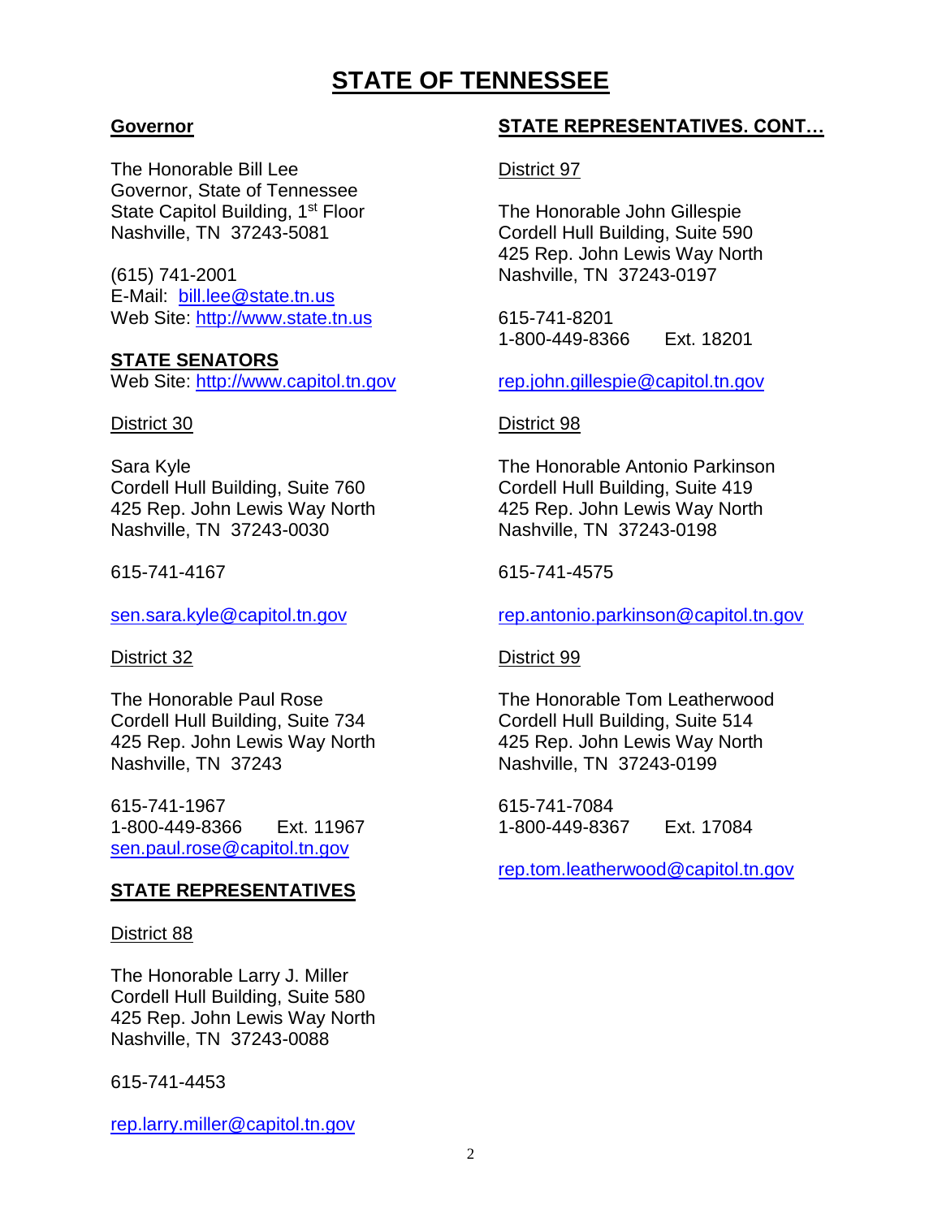# STATE OF TENNESSEE

## Governor

The Honorable Bill Lee
Governor, State of Tennessee
State Capitol Building, 1st Floor
Nashville, TN 37243-5081

(615) 741-2001
E-Mail: bill.lee@state.tn.us
Web Site: http://www.state.tn.us

## STATE SENATORS

Web Site: http://www.capitol.tn.gov

District 30

Sara Kyle
Cordell Hull Building, Suite 760
425 Rep. John Lewis Way North
Nashville, TN 37243-0030

615-741-4167

sen.sara.kyle@capitol.tn.gov

District 32

The Honorable Paul Rose
Cordell Hull Building, Suite 734
425 Rep. John Lewis Way North
Nashville, TN 37243

615-741-1967
1-800-449-8366 Ext. 11967
sen.paul.rose@capitol.tn.gov

## STATE REPRESENTATIVES

District 88

The Honorable Larry J. Miller
Cordell Hull Building, Suite 580
425 Rep. John Lewis Way North
Nashville, TN 37243-0088

615-741-4453

rep.larry.miller@capitol.tn.gov

## STATE REPRESENTATIVES. CONT…

District 97

The Honorable John Gillespie
Cordell Hull Building, Suite 590
425 Rep. John Lewis Way North
Nashville, TN 37243-0197

615-741-8201
1-800-449-8366 Ext. 18201

rep.john.gillespie@capitol.tn.gov

District 98

The Honorable Antonio Parkinson
Cordell Hull Building, Suite 419
425 Rep. John Lewis Way North
Nashville, TN 37243-0198

615-741-4575

rep.antonio.parkinson@capitol.tn.gov

District 99

The Honorable Tom Leatherwood
Cordell Hull Building, Suite 514
425 Rep. John Lewis Way North
Nashville, TN 37243-0199

615-741-7084
1-800-449-8367 Ext. 17084

rep.tom.leatherwood@capitol.tn.gov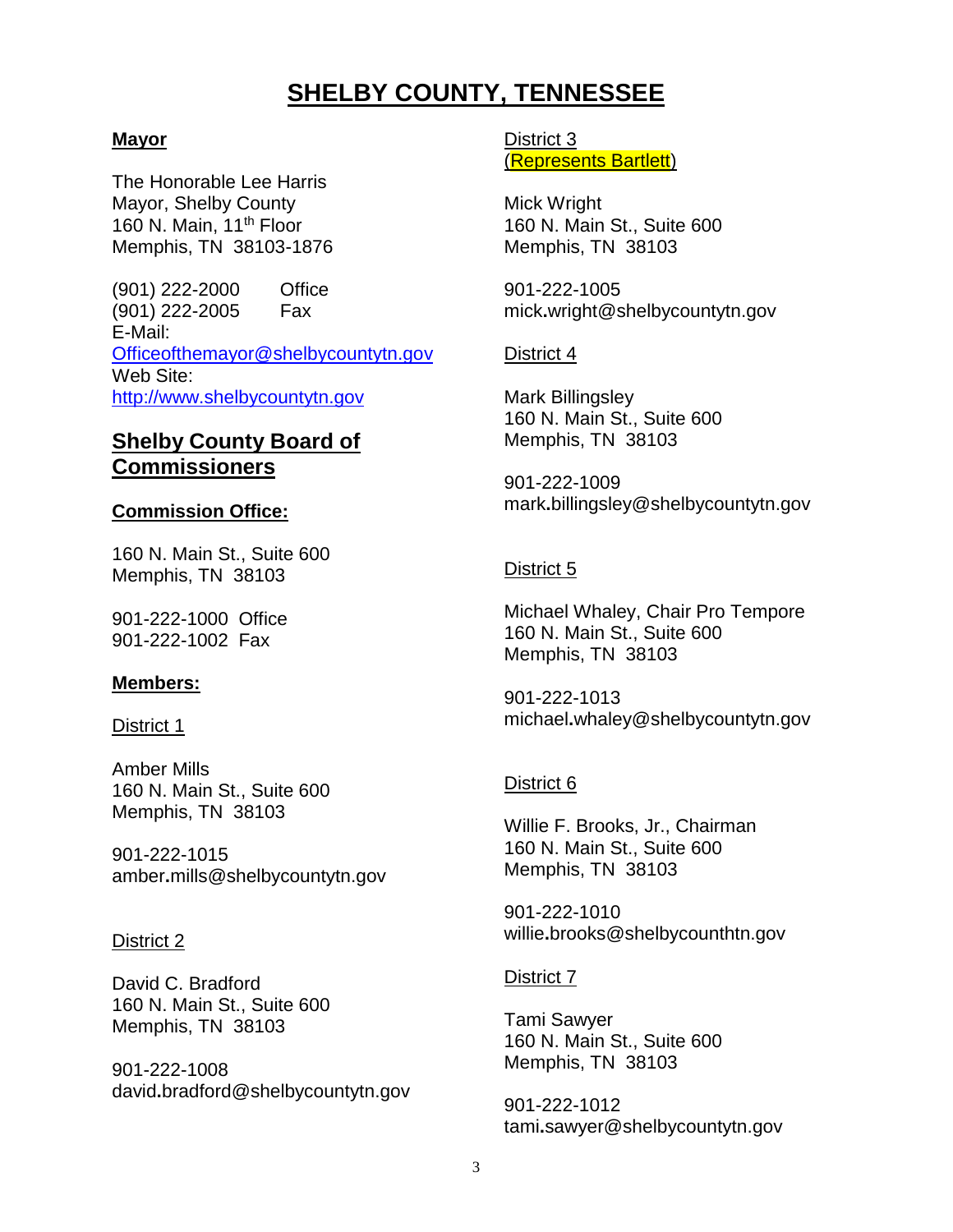# SHELBY COUNTY, TENNESSEE

**Mayor**

The Honorable Lee Harris
Mayor, Shelby County
160 N. Main, 11th Floor
Memphis, TN 38103-1876

(901) 222-2000 Office
(901) 222-2005 Fax
E-Mail:
Officeofthemayor@shelbycountytn.gov
Web Site:
http://www.shelbycountytn.gov

## Shelby County Board of Commissioners

**Commission Office:**

160 N. Main St., Suite 600
Memphis, TN 38103

901-222-1000 Office
901-222-1002 Fax

**Members:**

District 1

Amber Mills
160 N. Main St., Suite 600
Memphis, TN 38103

901-222-1015
amber.mills@shelbycountytn.gov

District 2

David C. Bradford
160 N. Main St., Suite 600
Memphis, TN 38103

901-222-1008
david.bradford@shelbycountytn.gov

District 3
(Represents Bartlett)

Mick Wright
160 N. Main St., Suite 600
Memphis, TN 38103

901-222-1005
mick.wright@shelbycountytn.gov

District 4

Mark Billingsley
160 N. Main St., Suite 600
Memphis, TN 38103

901-222-1009
mark.billingsley@shelbycountytn.gov

District 5

Michael Whaley, Chair Pro Tempore
160 N. Main St., Suite 600
Memphis, TN 38103

901-222-1013
michael.whaley@shelbycountytn.gov

District 6

Willie F. Brooks, Jr., Chairman
160 N. Main St., Suite 600
Memphis, TN 38103

901-222-1010
willie.brooks@shelbycounthtn.gov

District 7

Tami Sawyer
160 N. Main St., Suite 600
Memphis, TN 38103

901-222-1012
tami.sawyer@shelbycountytn.gov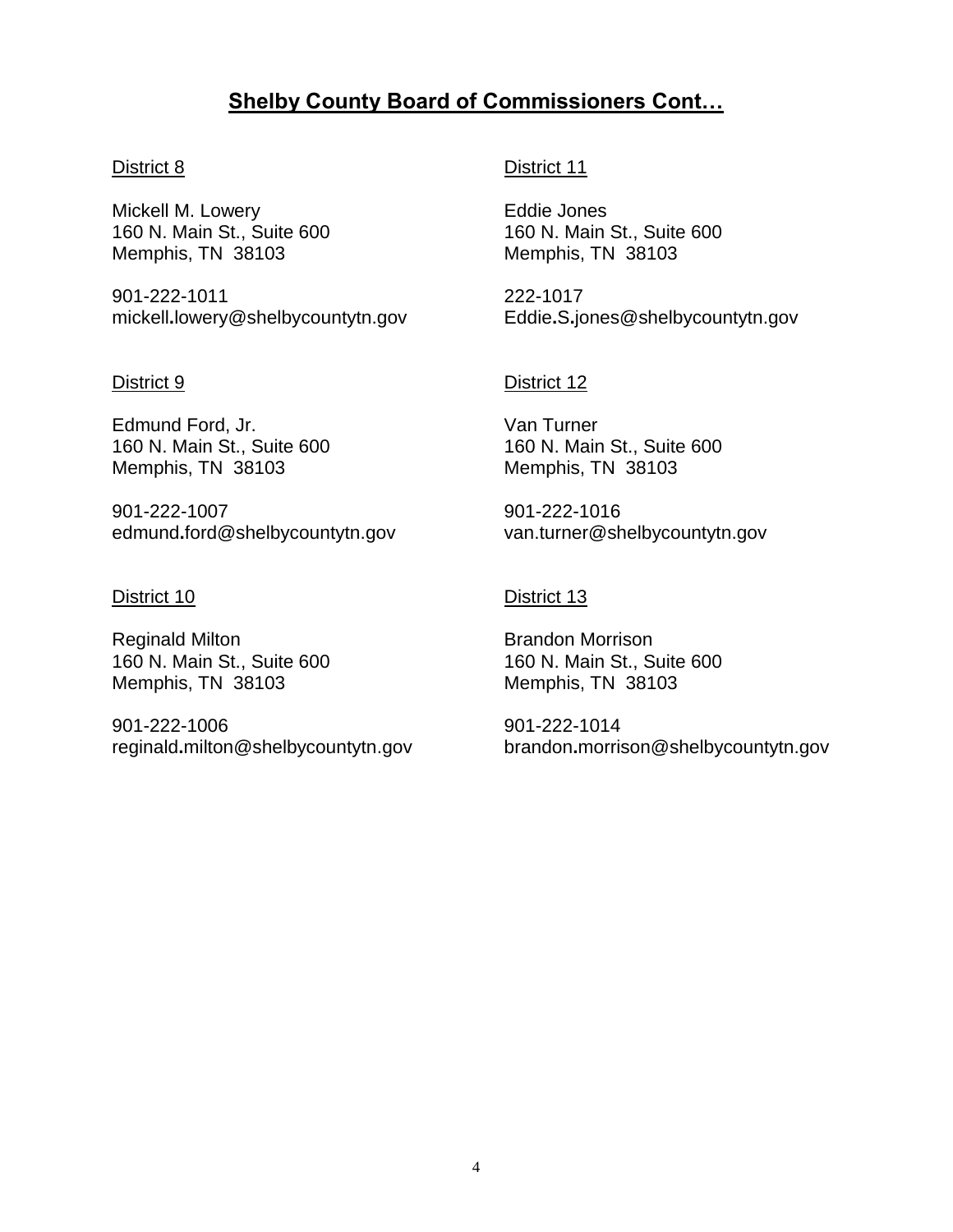## Shelby County Board of Commissioners Cont…

District 8

Mickell M. Lowery
160 N. Main St., Suite 600
Memphis, TN 38103

901-222-1011
mickell.lowery@shelbycountytn.gov

District 9

Edmund Ford, Jr.
160 N. Main St., Suite 600
Memphis, TN 38103

901-222-1007
edmund.ford@shelbycountytn.gov

District 10

Reginald Milton
160 N. Main St., Suite 600
Memphis, TN 38103

901-222-1006
reginald.milton@shelbycountytn.gov

District 11

Eddie Jones
160 N. Main St., Suite 600
Memphis, TN 38103

222-1017
Eddie.S.jones@shelbycountytn.gov

District 12

Van Turner
160 N. Main St., Suite 600
Memphis, TN 38103

901-222-1016
van.turner@shelbycountytn.gov

District 13

Brandon Morrison
160 N. Main St., Suite 600
Memphis, TN 38103

901-222-1014
brandon.morrison@shelbycountytn.gov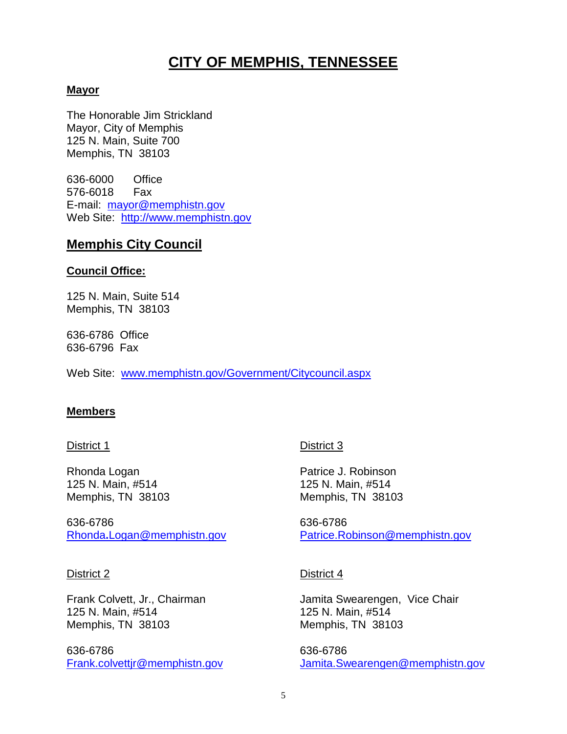# CITY OF MEMPHIS, TENNESSEE

**Mayor**

The Honorable Jim Strickland
Mayor, City of Memphis
125 N. Main, Suite 700
Memphis, TN 38103

636-6000 Office
576-6018 Fax
E-mail: mayor@memphistn.gov
Web Site: http://www.memphistn.gov

## Memphis City Council

**Council Office:**

125 N. Main, Suite 514
Memphis, TN 38103

636-6786 Office
636-6796 Fax

Web Site: www.memphistn.gov/Government/Citycouncil.aspx

**Members**

District 1

Rhonda Logan
125 N. Main, #514
Memphis, TN 38103

636-6786
Rhonda.Logan@memphistn.gov

District 2

Frank Colvett, Jr., Chairman
125 N. Main, #514
Memphis, TN 38103

636-6786
Frank.colvettjr@memphistn.gov

District 3

Patrice J. Robinson
125 N. Main, #514
Memphis, TN 38103

636-6786
Patrice.Robinson@memphistn.gov

District 4

Jamita Swearengen, Vice Chair
125 N. Main, #514
Memphis, TN 38103

636-6786
Jamita.Swearengen@memphistn.gov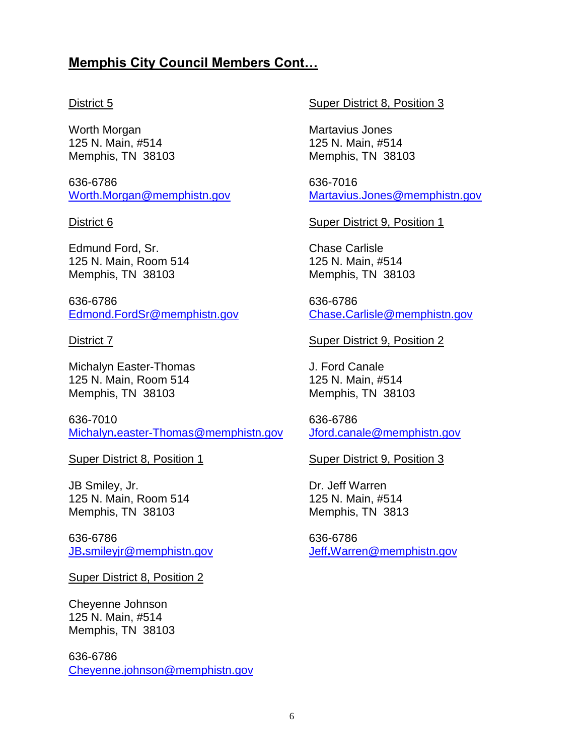## **Memphis City Council Members Cont…**

District 5

Worth Morgan
125 N. Main, #514
Memphis, TN 38103

636-6786
Worth.Morgan@memphistn.gov

District 6

Edmund Ford, Sr.
125 N. Main, Room 514
Memphis, TN 38103

636-6786
Edmond.FordSr@memphistn.gov

District 7

Michalyn Easter-Thomas
125 N. Main, Room 514
Memphis, TN 38103

636-7010
Michalyn.easter-Thomas@memphistn.gov

Super District 8, Position 1

JB Smiley, Jr.
125 N. Main, Room 514
Memphis, TN 38103

636-6786
JB.smileyjr@memphistn.gov

Super District 8, Position 2

Cheyenne Johnson
125 N. Main, #514
Memphis, TN 38103

636-6786
Cheyenne.johnson@memphistn.gov

Super District 8, Position 3

Martavius Jones
125 N. Main, #514
Memphis, TN 38103

636-7016
Martavius.Jones@memphistn.gov

Super District 9, Position 1

Chase Carlisle
125 N. Main, #514
Memphis, TN 38103

636-6786
Chase.Carlisle@memphistn.gov

Super District 9, Position 2

J. Ford Canale
125 N. Main, #514
Memphis, TN 38103

636-6786
Jford.canale@memphistn.gov

Super District 9, Position 3

Dr. Jeff Warren
125 N. Main, #514
Memphis, TN 3813

636-6786
Jeff.Warren@memphistn.gov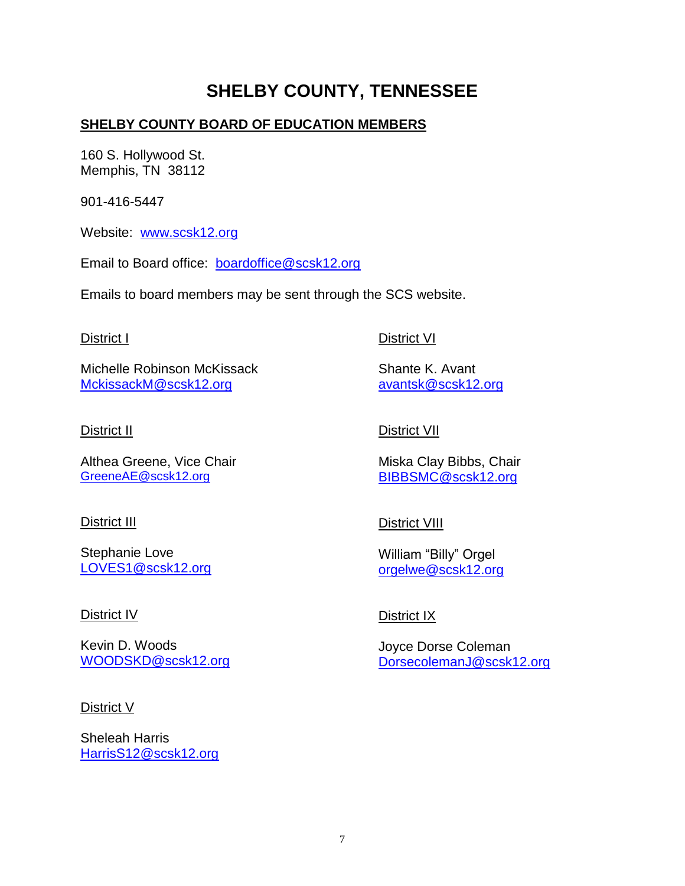# SHELBY COUNTY, TENNESSEE

**SHELBY COUNTY BOARD OF EDUCATION MEMBERS**

160 S. Hollywood St.
Memphis, TN 38112

901-416-5447

Website: [www.scsk12.org](http://www.scsk12.org)

Email to Board office: [boardoffice@scsk12.org](mailto:boardoffice@scsk12.org)

Emails to board members may be sent through the SCS website.

District I

Michelle Robinson McKissack
[MckissackM@scsk12.org](mailto:MckissackM@scsk12.org)

District II

Althea Greene, Vice Chair
[GreeneAE@scsk12.org](mailto:GreeneAE@scsk12.org)

District III

Stephanie Love
[LOVES1@scsk12.org](mailto:LOVES1@scsk12.org)

District IV

Kevin D. Woods
[WOODSKD@scsk12.org](mailto:WOODSKD@scsk12.org)

District V

Sheleah Harris
[HarrisS12@scsk12.org](mailto:HarrisS12@scsk12.org)

District VI

Shante K. Avant
[avantsk@scsk12.org](mailto:avantsk@scsk12.org)

District VII

Miska Clay Bibbs, Chair
[BIBBSMC@scsk12.org](mailto:BIBBSMC@scsk12.org)

District VIII

William “Billy” Orgel
[orgelwe@scsk12.org](mailto:orgelwe@scsk12.org)

District IX

Joyce Dorse Coleman
[DorsecolemanJ@scsk12.org](mailto:DorsecolemanJ@scsk12.org)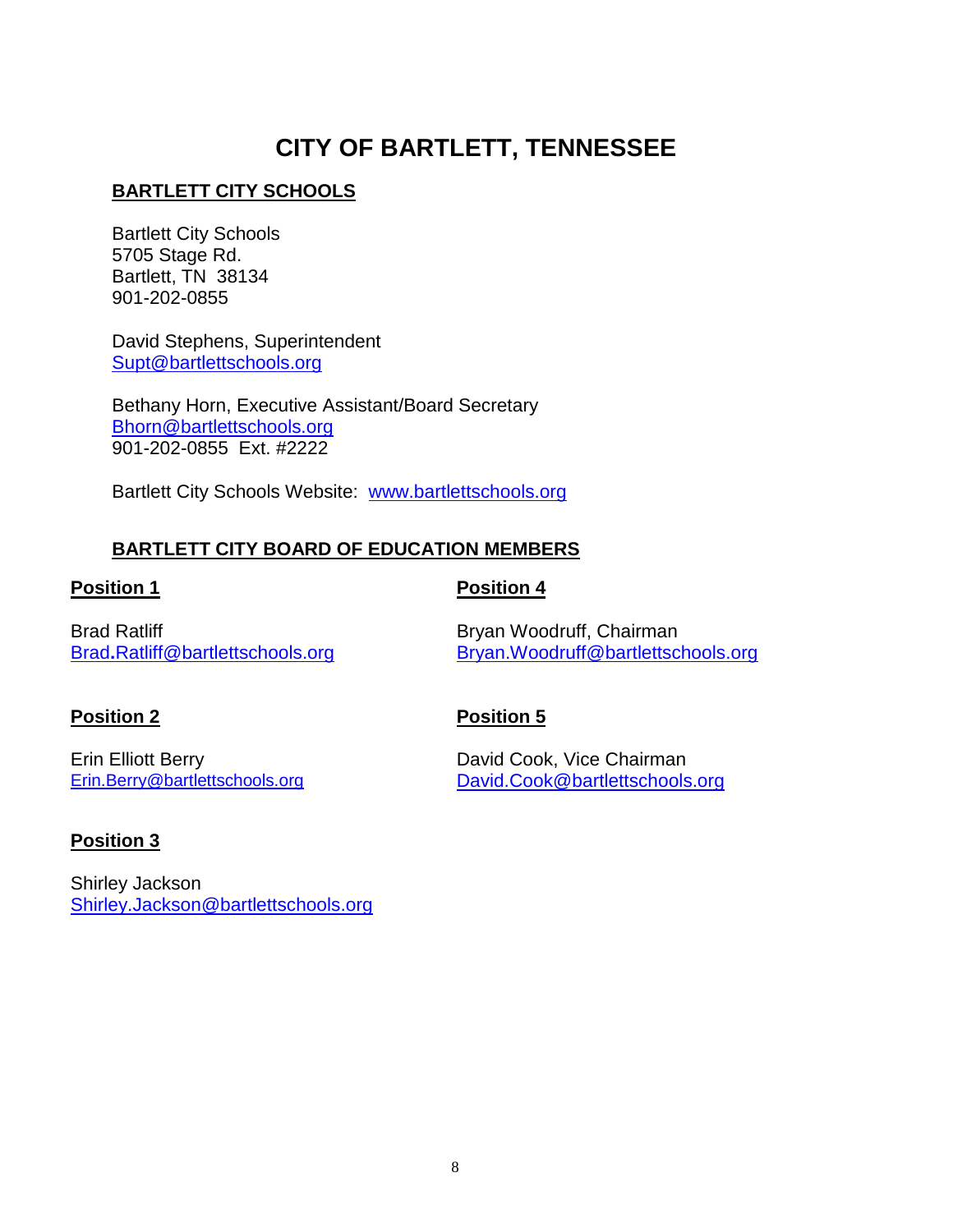# CITY OF BARTLETT, TENNESSEE

## BARTLETT CITY SCHOOLS

Bartlett City Schools
5705 Stage Rd.
Bartlett, TN 38134
901-202-0855

David Stephens, Superintendent
Supt@bartlettschools.org

Bethany Horn, Executive Assistant/Board Secretary
Bhorn@bartlettschools.org
901-202-0855 Ext. #2222

Bartlett City Schools Website: www.bartlettschools.org

## BARTLETT CITY BOARD OF EDUCATION MEMBERS

**Position 1**

Brad Ratliff
Brad.Ratliff@bartlettschools.org

**Position 2**

Erin Elliott Berry
Erin.Berry@bartlettschools.org

**Position 3**

Shirley Jackson
Shirley.Jackson@bartlettschools.org

**Position 4**

Bryan Woodruff, Chairman
Bryan.Woodruff@bartlettschools.org

**Position 5**

David Cook, Vice Chairman
David.Cook@bartlettschools.org